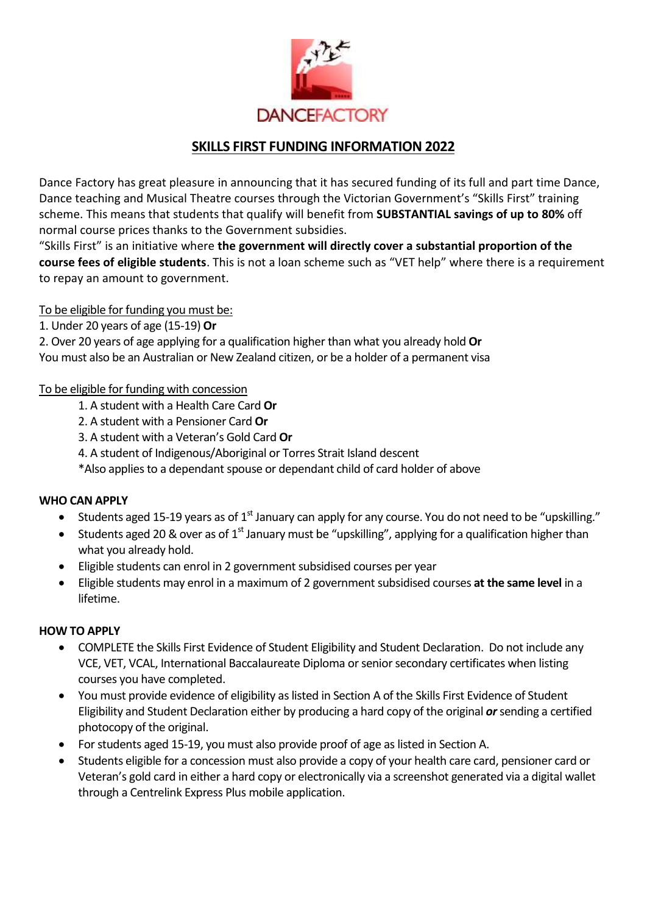DANCEFACTORY

# SKILLS FIRST FUNDING INFORMATION 2022

Dance Factory has great pleasure in announcing that it has secured funding of its full and part time Dance, Dance teaching and Musical Theatre courses through the Victorian Government's "Skills First" training scheme. This means that students that qualify will benefit from **SUBSTANTIAL savings of up to 80%** off normal course prices thanks to the Government subsidies.

"Skills First" is an initiative where **the government will directly cover a substantial proportion of the course fees of eligible students**. This is not a loan scheme such as "VET help" where there is a requirement to repay an amount to government.

To be eligible for funding you must be:

1. Under 20 years of age (15-19) **Or**
2. Over 20 years of age applying for a qualification higher than what you already hold **Or**

You must also be an Australian or New Zealand citizen, or be a holder of a permanent visa

To be eligible for funding with concession

1. A student with a Health Care Card **Or**
2. A student with a Pensioner Card **Or**
3. A student with a Veteran's Gold Card **Or**
4. A student of Indigenous/Aboriginal or Torres Strait Island descent

*Also applies to a dependant spouse or dependant child of card holder of above

**WHO CAN APPLY**

- Students aged 15-19 years as of 1st January can apply for any course. You do not need to be "upskilling."
- Students aged 20 & over as of 1st January must be "upskilling", applying for a qualification higher than what you already hold.
- Eligible students can enrol in 2 government subsidised courses per year
- Eligible students may enrol in a maximum of 2 government subsidised courses **at the same level** in a lifetime.

**HOW TO APPLY**

- COMPLETE the Skills First Evidence of Student Eligibility and Student Declaration. Do not include any VCE, VET, VCAL, International Baccalaureate Diploma or senior secondary certificates when listing courses you have completed.
- You must provide evidence of eligibility as listed in Section A of the Skills First Evidence of Student Eligibility and Student Declaration either by producing a hard copy of the original ***or*** sending a certified photocopy of the original.
- For students aged 15-19, you must also provide proof of age as listed in Section A.
- Students eligible for a concession must also provide a copy of your health care card, pensioner card or Veteran's gold card in either a hard copy or electronically via a screenshot generated via a digital wallet through a Centrelink Express Plus mobile application.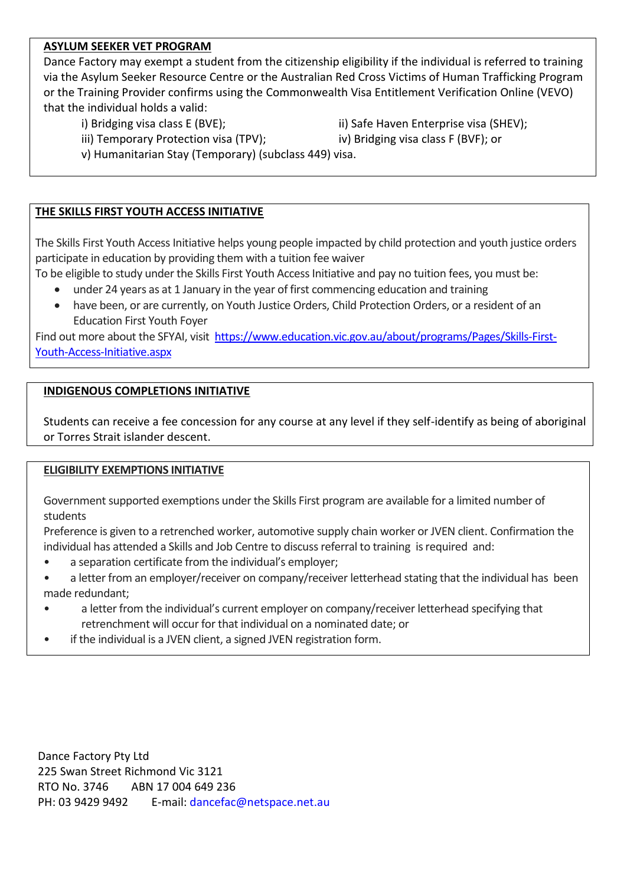## ASYLUM SEEKER VET PROGRAM

Dance Factory may exempt a student from the citizenship eligibility if the individual is referred to training via the Asylum Seeker Resource Centre or the Australian Red Cross Victims of Human Trafficking Program or the Training Provider confirms using the Commonwealth Visa Entitlement Verification Online (VEVO) that the individual holds a valid:

i) Bridging visa class E (BVE);
ii) Safe Haven Enterprise visa (SHEV);
iii) Temporary Protection visa (TPV);
iv) Bridging visa class F (BVF); or
v) Humanitarian Stay (Temporary) (subclass 449) visa.

## THE SKILLS FIRST YOUTH ACCESS INITIATIVE

The Skills First Youth Access Initiative helps young people impacted by child protection and youth justice orders participate in education by providing them with a tuition fee waiver

To be eligible to study under the Skills First Youth Access Initiative and pay no tuition fees, you must be:

- under 24 years as at 1 January in the year of first commencing education and training
- have been, or are currently, on Youth Justice Orders, Child Protection Orders, or a resident of an Education First Youth Foyer

Find out more about the SFYAI, visit [https://www.education.vic.gov.au/about/programs/Pages/Skills-First-Youth-Access-Initiative.aspx](https://www.education.vic.gov.au/about/programs/Pages/Skills-First-Youth-Access-Initiative.aspx)

## INDIGENOUS COMPLETIONS INITIATIVE

Students can receive a fee concession for any course at any level if they self-identify as being of aboriginal or Torres Strait islander descent.

## ELIGIBILITY EXEMPTIONS INITIATIVE

Government supported exemptions under the Skills First program are available for a limited number of students

Preference is given to a retrenched worker, automotive supply chain worker or JVEN client. Confirmation the individual has attended a Skills and Job Centre to discuss referral to training is required and:

- a separation certificate from the individual's employer;
- a letter from an employer/receiver on company/receiver letterhead stating that the individual has been made redundant;
- a letter from the individual's current employer on company/receiver letterhead specifying that retrenchment will occur for that individual on a nominated date; or
- if the individual is a JVEN client, a signed JVEN registration form.

Dance Factory Pty Ltd
225 Swan Street Richmond Vic 3121
RTO No. 3746 ABN 17 004 649 236
PH: 03 9429 9492 E-mail: dancefac@netspace.net.au